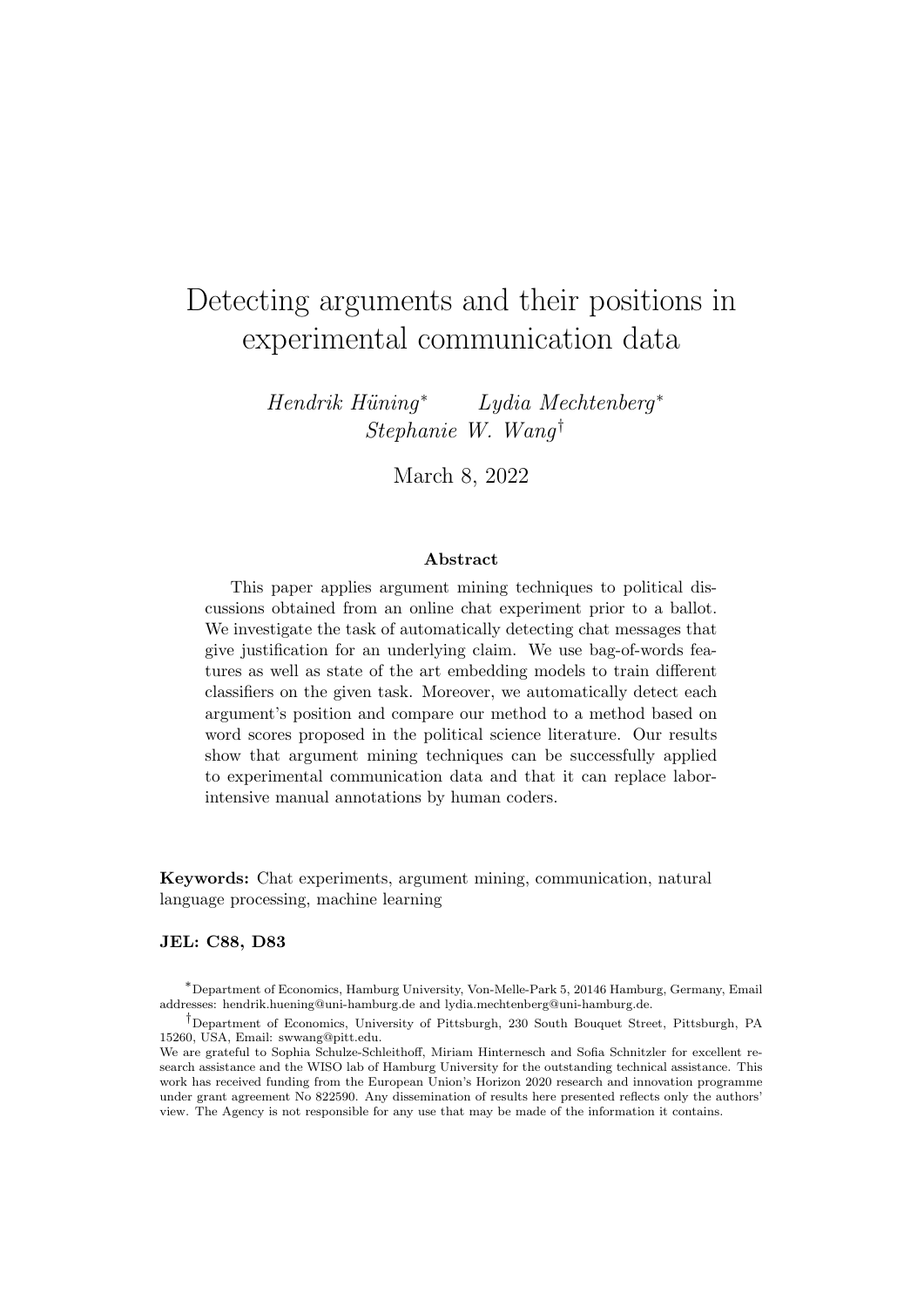# Detecting arguments and their positions in experimental communication data

*Hendrik Hüning*[*] *Lydia Mechtenberg*[*]
*Stephanie W. Wang*[†]

March 8, 2022

**Abstract**

This paper applies argument mining techniques to political discussions obtained from an online chat experiment prior to a ballot. We investigate the task of automatically detecting chat messages that give justification for an underlying claim. We use bag-of-words features as well as state of the art embedding models to train different classifiers on the given task. Moreover, we automatically detect each argument's position and compare our method to a method based on word scores proposed in the political science literature. Our results show that argument mining techniques can be successfully applied to experimental communication data and that it can replace labor-intensive manual annotations by human coders.

**Keywords:** Chat experiments, argument mining, communication, natural language processing, machine learning

**JEL: C88, D83**

[*]Department of Economics, Hamburg University, Von-Melle-Park 5, 20146 Hamburg, Germany, Email addresses: hendrik.huening@uni-hamburg.de and lydia.mechtenberg@uni-hamburg.de.

[†]Department of Economics, University of Pittsburgh, 230 South Bouquet Street, Pittsburgh, PA 15260, USA, Email: swwang@pitt.edu.

We are grateful to Sophia Schulze-Schleithoff, Miriam Hinternesch and Sofia Schnitzler for excellent research assistance and the WISO lab of Hamburg University for the outstanding technical assistance. This work has received funding from the European Union's Horizon 2020 research and innovation programme under grant agreement No 822590. Any dissemination of results here presented reflects only the authors' view. The Agency is not responsible for any use that may be made of the information it contains.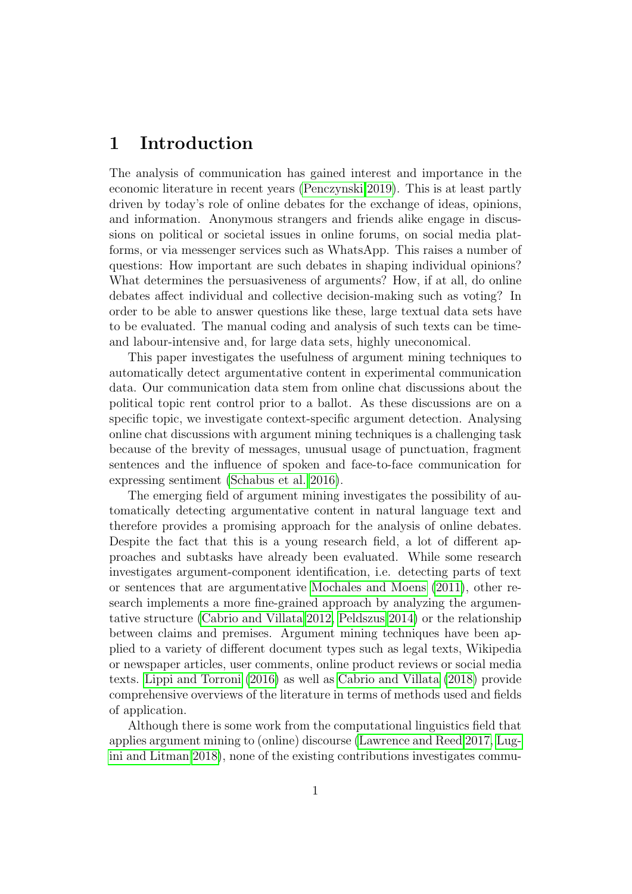# 1 Introduction

The analysis of communication has gained interest and importance in the economic literature in recent years (Penczynski 2019). This is at least partly driven by today's role of online debates for the exchange of ideas, opinions, and information. Anonymous strangers and friends alike engage in discussions on political or societal issues in online forums, on social media platforms, or via messenger services such as WhatsApp. This raises a number of questions: How important are such debates in shaping individual opinions? What determines the persuasiveness of arguments? How, if at all, do online debates affect individual and collective decision-making such as voting? In order to be able to answer questions like these, large textual data sets have to be evaluated. The manual coding and analysis of such texts can be time- and labour-intensive and, for large data sets, highly uneconomical.

This paper investigates the usefulness of argument mining techniques to automatically detect argumentative content in experimental communication data. Our communication data stem from online chat discussions about the political topic rent control prior to a ballot. As these discussions are on a specific topic, we investigate context-specific argument detection. Analysing online chat discussions with argument mining techniques is a challenging task because of the brevity of messages, unusual usage of punctuation, fragment sentences and the influence of spoken and face-to-face communication for expressing sentiment (Schabus et al. 2016).

The emerging field of argument mining investigates the possibility of automatically detecting argumentative content in natural language text and therefore provides a promising approach for the analysis of online debates. Despite the fact that this is a young research field, a lot of different approaches and subtasks have already been evaluated. While some research investigates argument-component identification, i.e. detecting parts of text or sentences that are argumentative Mochales and Moens (2011), other research implements a more fine-grained approach by analyzing the argumentative structure (Cabrio and Villata 2012, Peldszus 2014) or the relationship between claims and premises. Argument mining techniques have been applied to a variety of different document types such as legal texts, Wikipedia or newspaper articles, user comments, online product reviews or social media texts. Lippi and Torroni (2016) as well as Cabrio and Villata (2018) provide comprehensive overviews of the literature in terms of methods used and fields of application.

Although there is some work from the computational linguistics field that applies argument mining to (online) discourse (Lawrence and Reed 2017, Lugini and Litman 2018), none of the existing contributions investigates commu-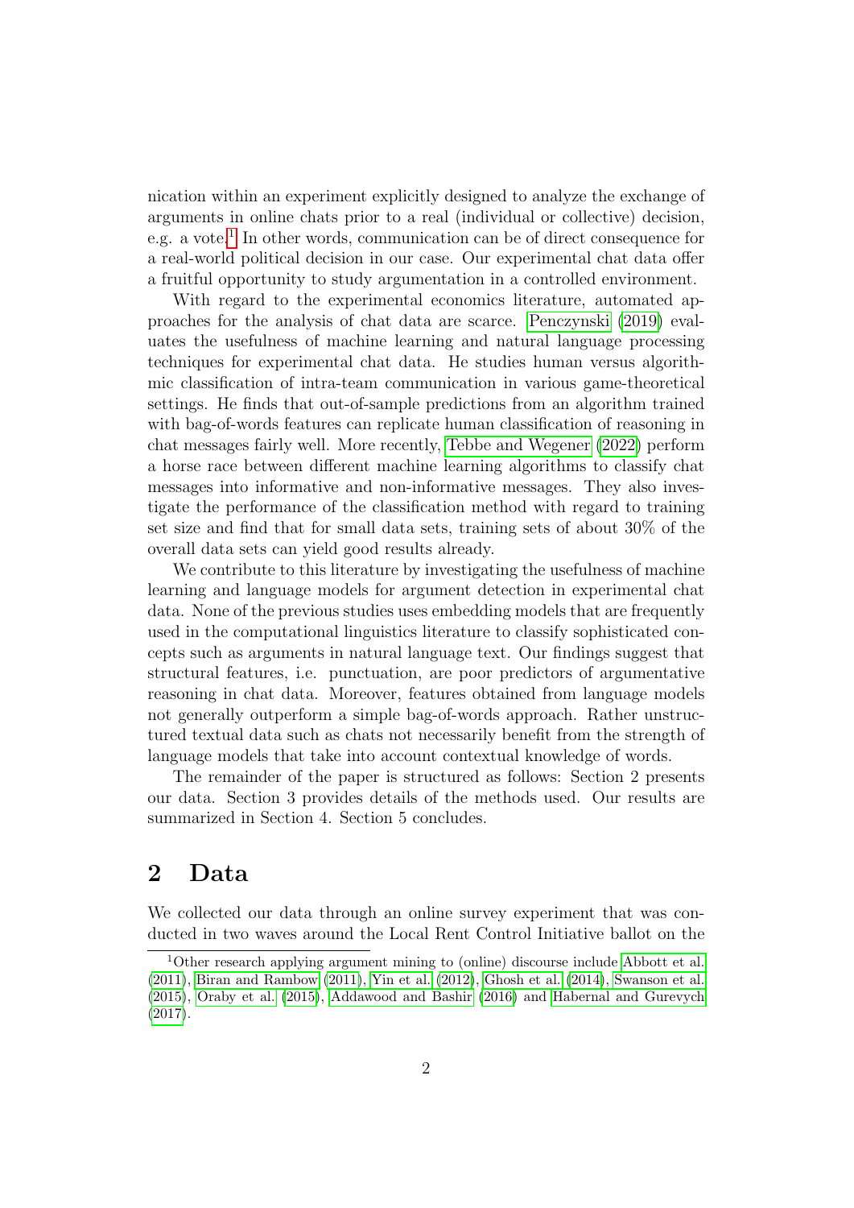nication within an experiment explicitly designed to analyze the exchange of arguments in online chats prior to a real (individual or collective) decision, e.g. a vote.[1] In other words, communication can be of direct consequence for a real-world political decision in our case. Our experimental chat data offer a fruitful opportunity to study argumentation in a controlled environment.

With regard to the experimental economics literature, automated approaches for the analysis of chat data are scarce. Penczynski (2019) evaluates the usefulness of machine learning and natural language processing techniques for experimental chat data. He studies human versus algorithmic classification of intra-team communication in various game-theoretical settings. He finds that out-of-sample predictions from an algorithm trained with bag-of-words features can replicate human classification of reasoning in chat messages fairly well. More recently, Tebbe and Wegener (2022) perform a horse race between different machine learning algorithms to classify chat messages into informative and non-informative messages. They also investigate the performance of the classification method with regard to training set size and find that for small data sets, training sets of about 30% of the overall data sets can yield good results already.

We contribute to this literature by investigating the usefulness of machine learning and language models for argument detection in experimental chat data. None of the previous studies uses embedding models that are frequently used in the computational linguistics literature to classify sophisticated concepts such as arguments in natural language text. Our findings suggest that structural features, i.e. punctuation, are poor predictors of argumentative reasoning in chat data. Moreover, features obtained from language models not generally outperform a simple bag-of-words approach. Rather unstructured textual data such as chats not necessarily benefit from the strength of language models that take into account contextual knowledge of words.

The remainder of the paper is structured as follows: Section 2 presents our data. Section 3 provides details of the methods used. Our results are summarized in Section 4. Section 5 concludes.

## 2 Data

We collected our data through an online survey experiment that was conducted in two waves around the Local Rent Control Initiative ballot on the

[1] Other research applying argument mining to (online) discourse include Abbott et al. (2011), Biran and Rambow (2011), Yin et al. (2012), Ghosh et al. (2014), Swanson et al. (2015), Oraby et al. (2015), Addawood and Bashir (2016) and Habernal and Gurevych (2017).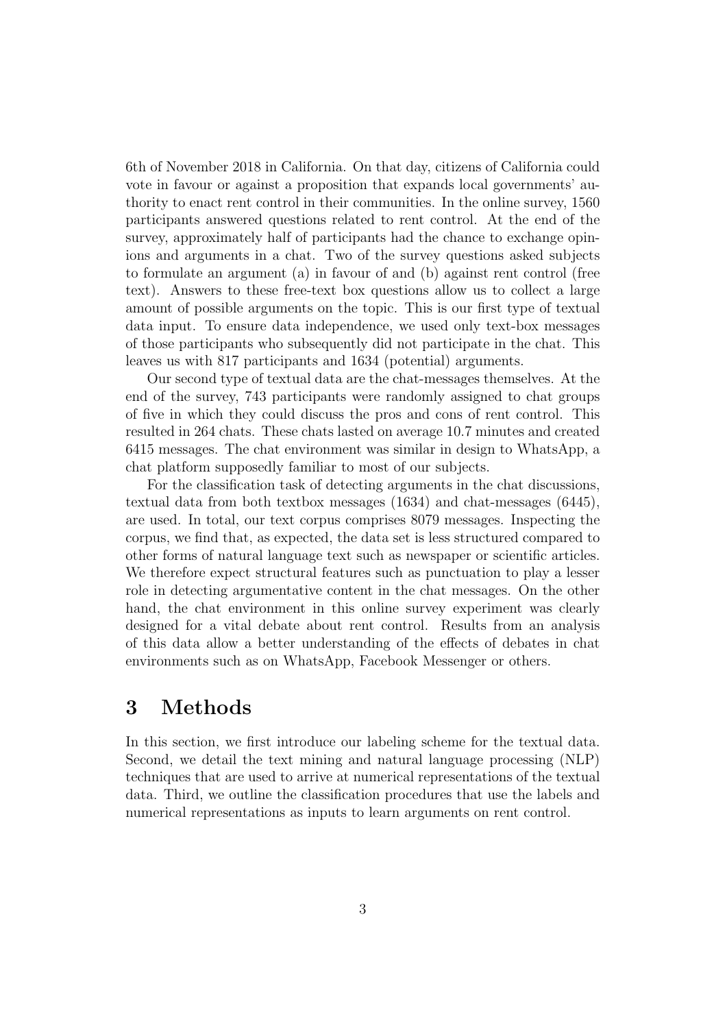6th of November 2018 in California. On that day, citizens of California could vote in favour or against a proposition that expands local governments' authority to enact rent control in their communities. In the online survey, 1560 participants answered questions related to rent control. At the end of the survey, approximately half of participants had the chance to exchange opinions and arguments in a chat. Two of the survey questions asked subjects to formulate an argument (a) in favour of and (b) against rent control (free text). Answers to these free-text box questions allow us to collect a large amount of possible arguments on the topic. This is our first type of textual data input. To ensure data independence, we used only text-box messages of those participants who subsequently did not participate in the chat. This leaves us with 817 participants and 1634 (potential) arguments.

Our second type of textual data are the chat-messages themselves. At the end of the survey, 743 participants were randomly assigned to chat groups of five in which they could discuss the pros and cons of rent control. This resulted in 264 chats. These chats lasted on average 10.7 minutes and created 6415 messages. The chat environment was similar in design to WhatsApp, a chat platform supposedly familiar to most of our subjects.

For the classification task of detecting arguments in the chat discussions, textual data from both textbox messages (1634) and chat-messages (6445), are used. In total, our text corpus comprises 8079 messages. Inspecting the corpus, we find that, as expected, the data set is less structured compared to other forms of natural language text such as newspaper or scientific articles. We therefore expect structural features such as punctuation to play a lesser role in detecting argumentative content in the chat messages. On the other hand, the chat environment in this online survey experiment was clearly designed for a vital debate about rent control. Results from an analysis of this data allow a better understanding of the effects of debates in chat environments such as on WhatsApp, Facebook Messenger or others.

# 3 Methods

In this section, we first introduce our labeling scheme for the textual data. Second, we detail the text mining and natural language processing (NLP) techniques that are used to arrive at numerical representations of the textual data. Third, we outline the classification procedures that use the labels and numerical representations as inputs to learn arguments on rent control.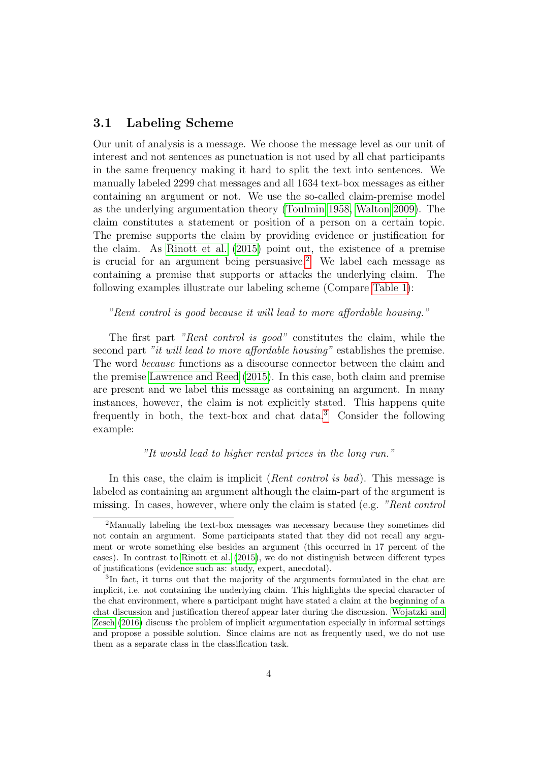### 3.1 Labeling Scheme

Our unit of analysis is a message. We choose the message level as our unit of interest and not sentences as punctuation is not used by all chat participants in the same frequency making it hard to split the text into sentences. We manually labeled 2299 chat messages and all 1634 text-box messages as either containing an argument or not. We use the so-called claim-premise model as the underlying argumentation theory (Toulmin 1958, Walton 2009). The claim constitutes a statement or position of a person on a certain topic. The premise supports the claim by providing evidence or justification for the claim. As Rinott et al. (2015) point out, the existence of a premise is crucial for an argument being persuasive.[2] We label each message as containing a premise that supports or attacks the underlying claim. The following examples illustrate our labeling scheme (Compare Table 1):

*"Rent control is good because it will lead to more affordable housing."*

The first part *"Rent control is good"* constitutes the claim, while the second part *"it will lead to more affordable housing"* establishes the premise. The word *because* functions as a discourse connector between the claim and the premise Lawrence and Reed (2015). In this case, both claim and premise are present and we label this message as containing an argument. In many instances, however, the claim is not explicitly stated. This happens quite frequently in both, the text-box and chat data.[3] Consider the following example:

*"It would lead to higher rental prices in the long run."*

In this case, the claim is implicit (*Rent control is bad*). This message is labeled as containing an argument although the claim-part of the argument is missing. In cases, however, where only the claim is stated (e.g. *"Rent control*

---

[2] Manually labeling the text-box messages was necessary because they sometimes did not contain an argument. Some participants stated that they did not recall any argument or wrote something else besides an argument (this occurred in 17 percent of the cases). In contrast to Rinott et al. (2015), we do not distinguish between different types of justifications (evidence such as: study, expert, anecdotal).

[3] In fact, it turns out that the majority of the arguments formulated in the chat are implicit, i.e. not containing the underlying claim. This highlights the special character of the chat environment, where a participant might have stated a claim at the beginning of a chat discussion and justification thereof appear later during the discussion. Wojatzki and Zesch (2016) discuss the problem of implicit argumentation especially in informal settings and propose a possible solution. Since claims are not as frequently used, we do not use them as a separate class in the classification task.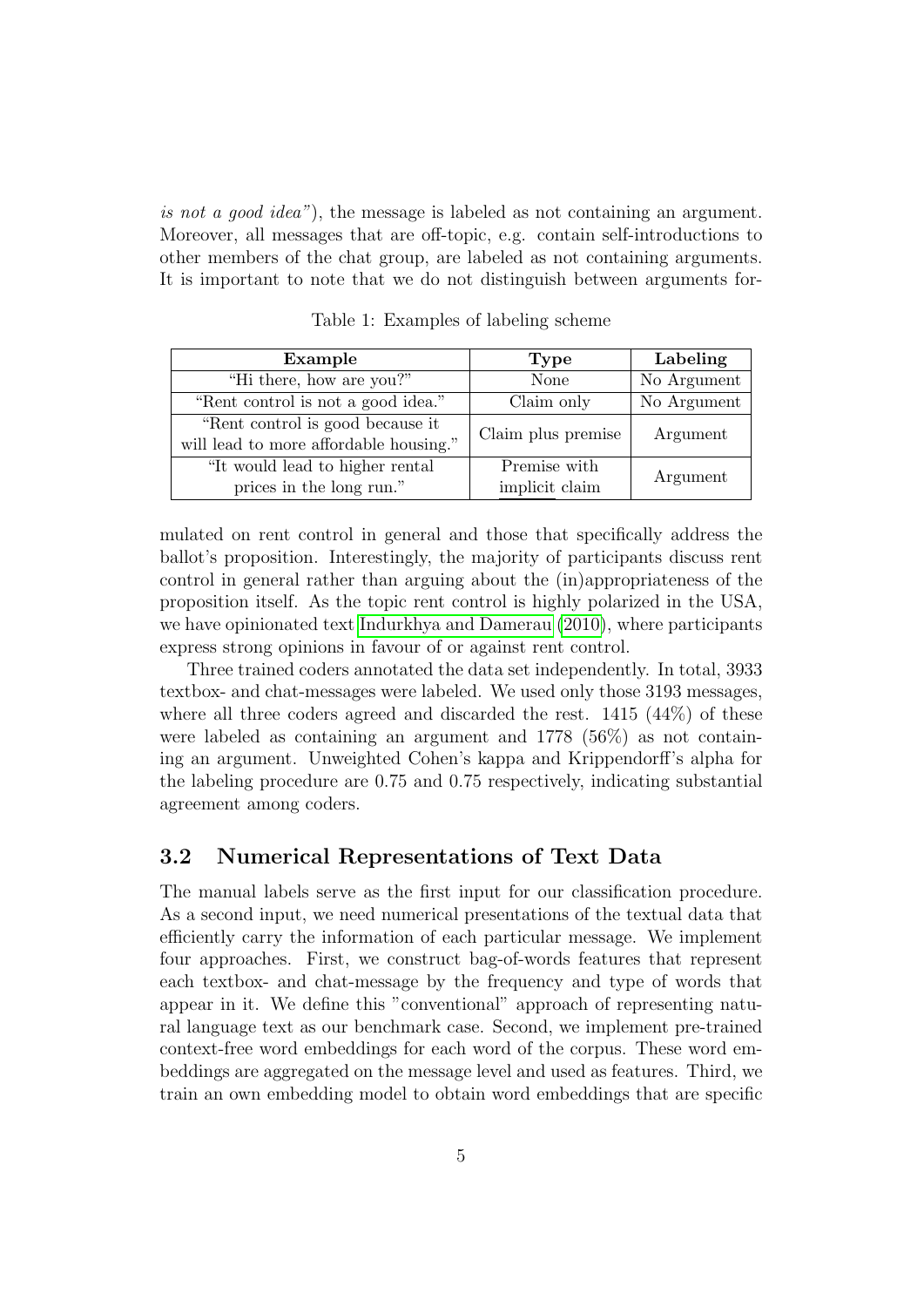*is not a good idea"*), the message is labeled as not containing an argument. Moreover, all messages that are off-topic, e.g. contain self-introductions to other members of the chat group, are labeled as not containing arguments. It is important to note that we do not distinguish between arguments for-

Table 1: Examples of labeling scheme

| Example | Type | Labeling |
| --- | --- | --- |
| "Hi there, how are you?" | None | No Argument |
| "Rent control is not a good idea." | Claim only | No Argument |
| "Rent control is good because it will lead to more affordable housing." | Claim plus premise | Argument |
| "It would lead to higher rental prices in the long run." | Premise with implicit claim | Argument |

mulated on rent control in general and those that specifically address the ballot's proposition. Interestingly, the majority of participants discuss rent control in general rather than arguing about the (in)appropriateness of the proposition itself. As the topic rent control is highly polarized in the USA, we have opinionated text Indurkhya and Damerau (2010), where participants express strong opinions in favour of or against rent control.

Three trained coders annotated the data set independently. In total, 3933 textbox- and chat-messages were labeled. We used only those 3193 messages, where all three coders agreed and discarded the rest. 1415 (44%) of these were labeled as containing an argument and 1778 (56%) as not containing an argument. Unweighted Cohen's kappa and Krippendorff's alpha for the labeling procedure are 0.75 and 0.75 respectively, indicating substantial agreement among coders.

## 3.2 Numerical Representations of Text Data

The manual labels serve as the first input for our classification procedure. As a second input, we need numerical presentations of the textual data that efficiently carry the information of each particular message. We implement four approaches. First, we construct bag-of-words features that represent each textbox- and chat-message by the frequency and type of words that appear in it. We define this "conventional" approach of representing natural language text as our benchmark case. Second, we implement pre-trained context-free word embeddings for each word of the corpus. These word embeddings are aggregated on the message level and used as features. Third, we train an own embedding model to obtain word embeddings that are specific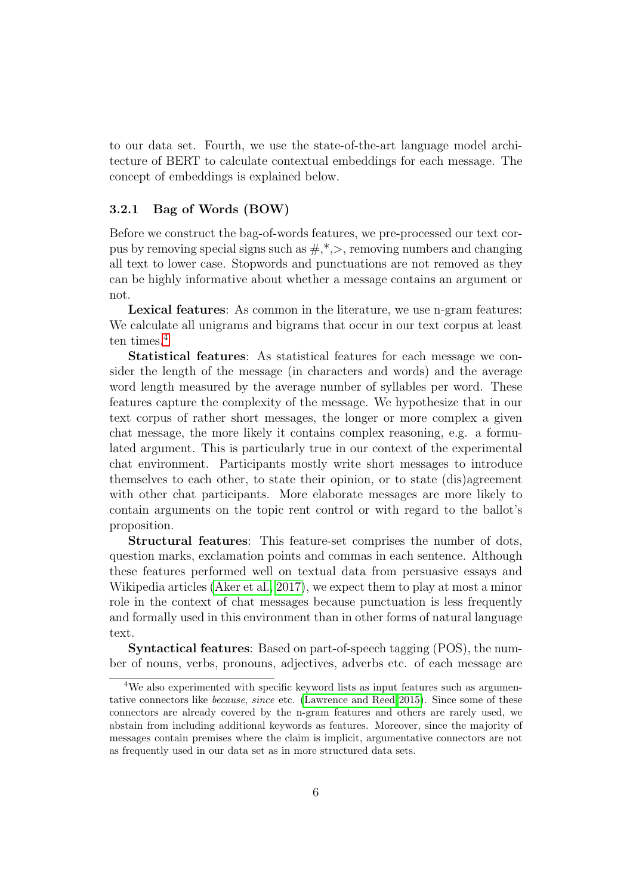to our data set. Fourth, we use the state-of-the-art language model architecture of BERT to calculate contextual embeddings for each message. The concept of embeddings is explained below.

### 3.2.1 Bag of Words (BOW)

Before we construct the bag-of-words features, we pre-processed our text corpus by removing special signs such as #,*,>, removing numbers and changing all text to lower case. Stopwords and punctuations are not removed as they can be highly informative about whether a message contains an argument or not.

**Lexical features**: As common in the literature, we use n-gram features: We calculate all unigrams and bigrams that occur in our text corpus at least ten times.[4]

**Statistical features**: As statistical features for each message we consider the length of the message (in characters and words) and the average word length measured by the average number of syllables per word. These features capture the complexity of the message. We hypothesize that in our text corpus of rather short messages, the longer or more complex a given chat message, the more likely it contains complex reasoning, e.g. a formulated argument. This is particularly true in our context of the experimental chat environment. Participants mostly write short messages to introduce themselves to each other, to state their opinion, or to state (dis)agreement with other chat participants. More elaborate messages are more likely to contain arguments on the topic rent control or with regard to the ballot's proposition.

**Structural features**: This feature-set comprises the number of dots, question marks, exclamation points and commas in each sentence. Although these features performed well on textual data from persuasive essays and Wikipedia articles (Aker et al., 2017), we expect them to play at most a minor role in the context of chat messages because punctuation is less frequently and formally used in this environment than in other forms of natural language text.

**Syntactical features**: Based on part-of-speech tagging (POS), the number of nouns, verbs, pronouns, adjectives, adverbs etc. of each message are

[4] We also experimented with specific keyword lists as input features such as argumentative connectors like *because*, *since* etc. (Lawrence and Reed 2015). Since some of these connectors are already covered by the n-gram features and others are rarely used, we abstain from including additional keywords as features. Moreover, since the majority of messages contain premises where the claim is implicit, argumentative connectors are not as frequently used in our data set as in more structured data sets.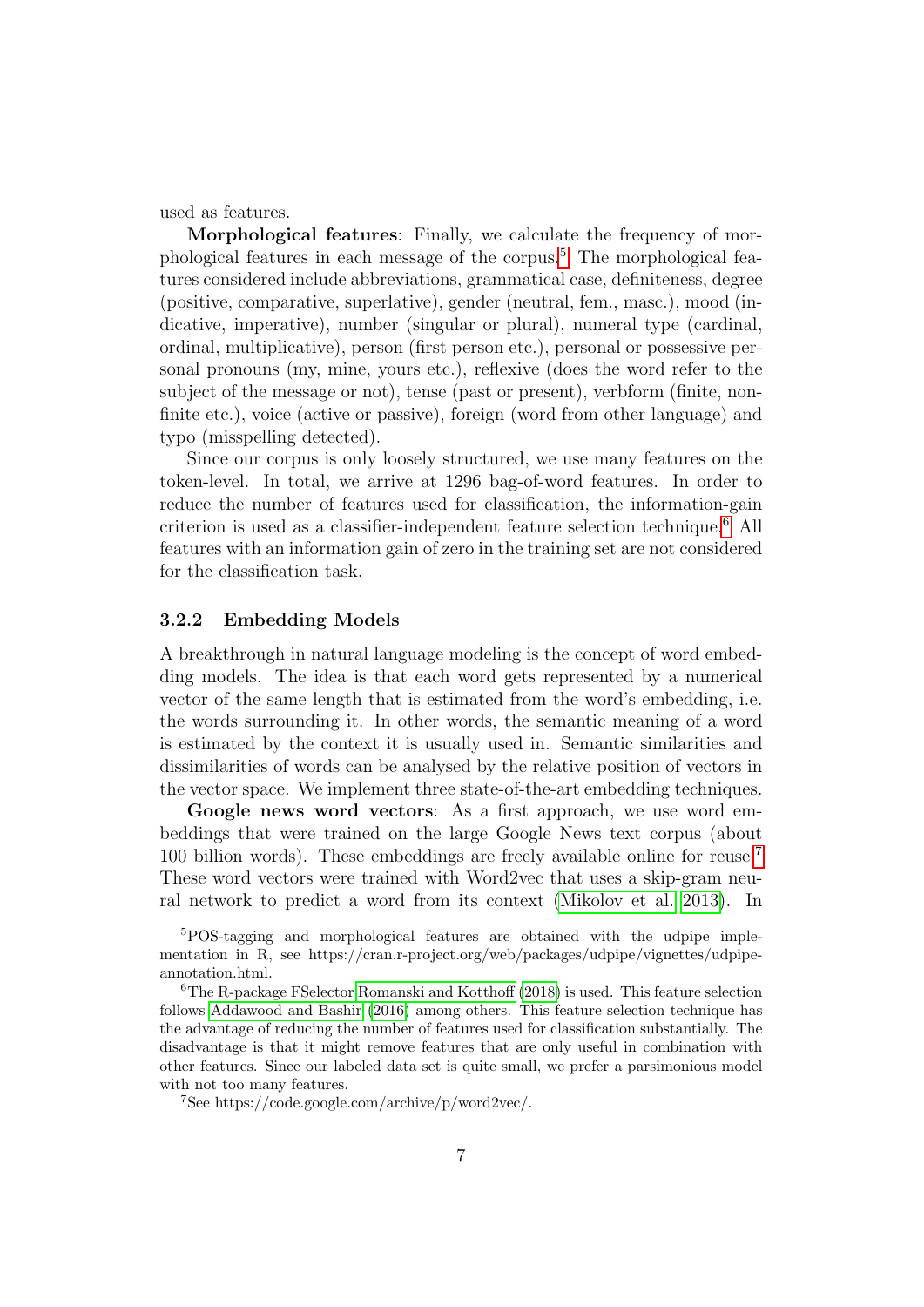used as features.

**Morphological features**: Finally, we calculate the frequency of morphological features in each message of the corpus.[5] The morphological features considered include abbreviations, grammatical case, definiteness, degree (positive, comparative, superlative), gender (neutral, fem., masc.), mood (indicative, imperative), number (singular or plural), numeral type (cardinal, ordinal, multiplicative), person (first person etc.), personal or possessive personal pronouns (my, mine, yours etc.), reflexive (does the word refer to the subject of the message or not), tense (past or present), verbform (finite, non-finite etc.), voice (active or passive), foreign (word from other language) and typo (misspelling detected).

Since our corpus is only loosely structured, we use many features on the token-level. In total, we arrive at 1296 bag-of-word features. In order to reduce the number of features used for classification, the information-gain criterion is used as a classifier-independent feature selection technique.[6] All features with an information gain of zero in the training set are not considered for the classification task.

### 3.2.2 Embedding Models

A breakthrough in natural language modeling is the concept of word embedding models. The idea is that each word gets represented by a numerical vector of the same length that is estimated from the word's embedding, i.e. the words surrounding it. In other words, the semantic meaning of a word is estimated by the context it is usually used in. Semantic similarities and dissimilarities of words can be analysed by the relative position of vectors in the vector space. We implement three state-of-the-art embedding techniques.

**Google news word vectors**: As a first approach, we use word embeddings that were trained on the large Google News text corpus (about 100 billion words). These embeddings are freely available online for reuse.[7] These word vectors were trained with Word2vec that uses a skip-gram neural network to predict a word from its context (Mikolov et al. 2013). In

---

[5] POS-tagging and morphological features are obtained with the udpipe implementation in R, see https://cran.r-project.org/web/packages/udpipe/vignettes/udpipe-annotation.html.

[6] The R-package FSelector Romanski and Kotthoff (2018) is used. This feature selection follows Addawood and Bashir (2016) among others. This feature selection technique has the advantage of reducing the number of features used for classification substantially. The disadvantage is that it might remove features that are only useful in combination with other features. Since our labeled data set is quite small, we prefer a parsimonious model with not too many features.

[7] See https://code.google.com/archive/p/word2vec/.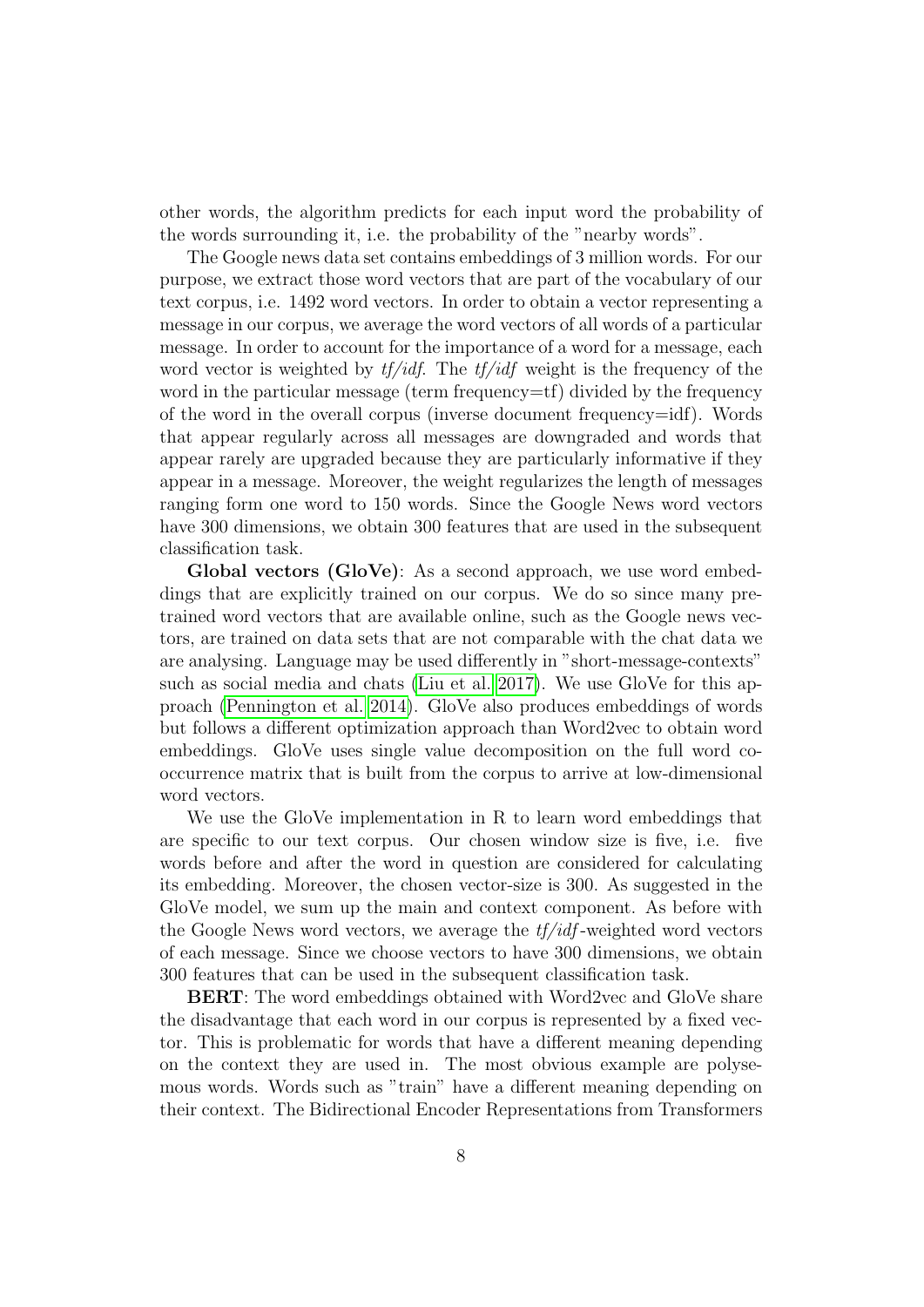other words, the algorithm predicts for each input word the probability of the words surrounding it, i.e. the probability of the "nearby words".

The Google news data set contains embeddings of 3 million words. For our purpose, we extract those word vectors that are part of the vocabulary of our text corpus, i.e. 1492 word vectors. In order to obtain a vector representing a message in our corpus, we average the word vectors of all words of a particular message. In order to account for the importance of a word for a message, each word vector is weighted by *tf/idf*. The *tf/idf* weight is the frequency of the word in the particular message (term frequency=tf) divided by the frequency of the word in the overall corpus (inverse document frequency=idf). Words that appear regularly across all messages are downgraded and words that appear rarely are upgraded because they are particularly informative if they appear in a message. Moreover, the weight regularizes the length of messages ranging form one word to 150 words. Since the Google News word vectors have 300 dimensions, we obtain 300 features that are used in the subsequent classification task.

**Global vectors (GloVe)**: As a second approach, we use word embeddings that are explicitly trained on our corpus. We do so since many pretrained word vectors that are available online, such as the Google news vectors, are trained on data sets that are not comparable with the chat data we are analysing. Language may be used differently in "short-message-contexts" such as social media and chats (Liu et al. 2017). We use GloVe for this approach (Pennington et al. 2014). GloVe also produces embeddings of words but follows a different optimization approach than Word2vec to obtain word embeddings. GloVe uses single value decomposition on the full word cooccurrence matrix that is built from the corpus to arrive at low-dimensional word vectors.

We use the GloVe implementation in R to learn word embeddings that are specific to our text corpus. Our chosen window size is five, i.e. five words before and after the word in question are considered for calculating its embedding. Moreover, the chosen vector-size is 300. As suggested in the GloVe model, we sum up the main and context component. As before with the Google News word vectors, we average the *tf/idf*-weighted word vectors of each message. Since we choose vectors to have 300 dimensions, we obtain 300 features that can be used in the subsequent classification task.

**BERT**: The word embeddings obtained with Word2vec and GloVe share the disadvantage that each word in our corpus is represented by a fixed vector. This is problematic for words that have a different meaning depending on the context they are used in. The most obvious example are polysemous words. Words such as "train" have a different meaning depending on their context. The Bidirectional Encoder Representations from Transformers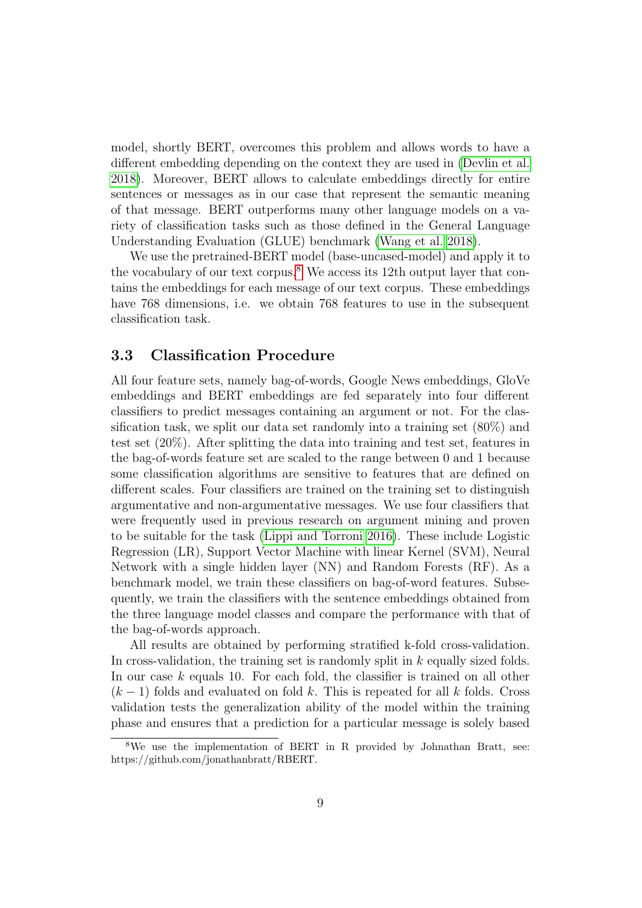model, shortly BERT, overcomes this problem and allows words to have a different embedding depending on the context they are used in (Devlin et al. 2018). Moreover, BERT allows to calculate embeddings directly for entire sentences or messages as in our case that represent the semantic meaning of that message. BERT outperforms many other language models on a variety of classification tasks such as those defined in the General Language Understanding Evaluation (GLUE) benchmark (Wang et al. 2018).

We use the pretrained-BERT model (base-uncased-model) and apply it to the vocabulary of our text corpus.[8] We access its 12th output layer that contains the embeddings for each message of our text corpus. These embeddings have 768 dimensions, i.e. we obtain 768 features to use in the subsequent classification task.

### 3.3 Classification Procedure

All four feature sets, namely bag-of-words, Google News embeddings, GloVe embeddings and BERT embeddings are fed separately into four different classifiers to predict messages containing an argument or not. For the classification task, we split our data set randomly into a training set (80%) and test set (20%). After splitting the data into training and test set, features in the bag-of-words feature set are scaled to the range between 0 and 1 because some classification algorithms are sensitive to features that are defined on different scales. Four classifiers are trained on the training set to distinguish argumentative and non-argumentative messages. We use four classifiers that were frequently used in previous research on argument mining and proven to be suitable for the task (Lippi and Torroni 2016). These include Logistic Regression (LR), Support Vector Machine with linear Kernel (SVM), Neural Network with a single hidden layer (NN) and Random Forests (RF). As a benchmark model, we train these classifiers on bag-of-word features. Subsequently, we train the classifiers with the sentence embeddings obtained from the three language model classes and compare the performance with that of the bag-of-words approach.

All results are obtained by performing stratified k-fold cross-validation. In cross-validation, the training set is randomly split in $k$ equally sized folds. In our case $k$ equals 10. For each fold, the classifier is trained on all other $(k-1)$ folds and evaluated on fold $k$. This is repeated for all $k$ folds. Cross validation tests the generalization ability of the model within the training phase and ensures that a prediction for a particular message is solely based

[8] We use the implementation of BERT in R provided by Johnathan Bratt, see: https://github.com/jonathanbratt/RBERT.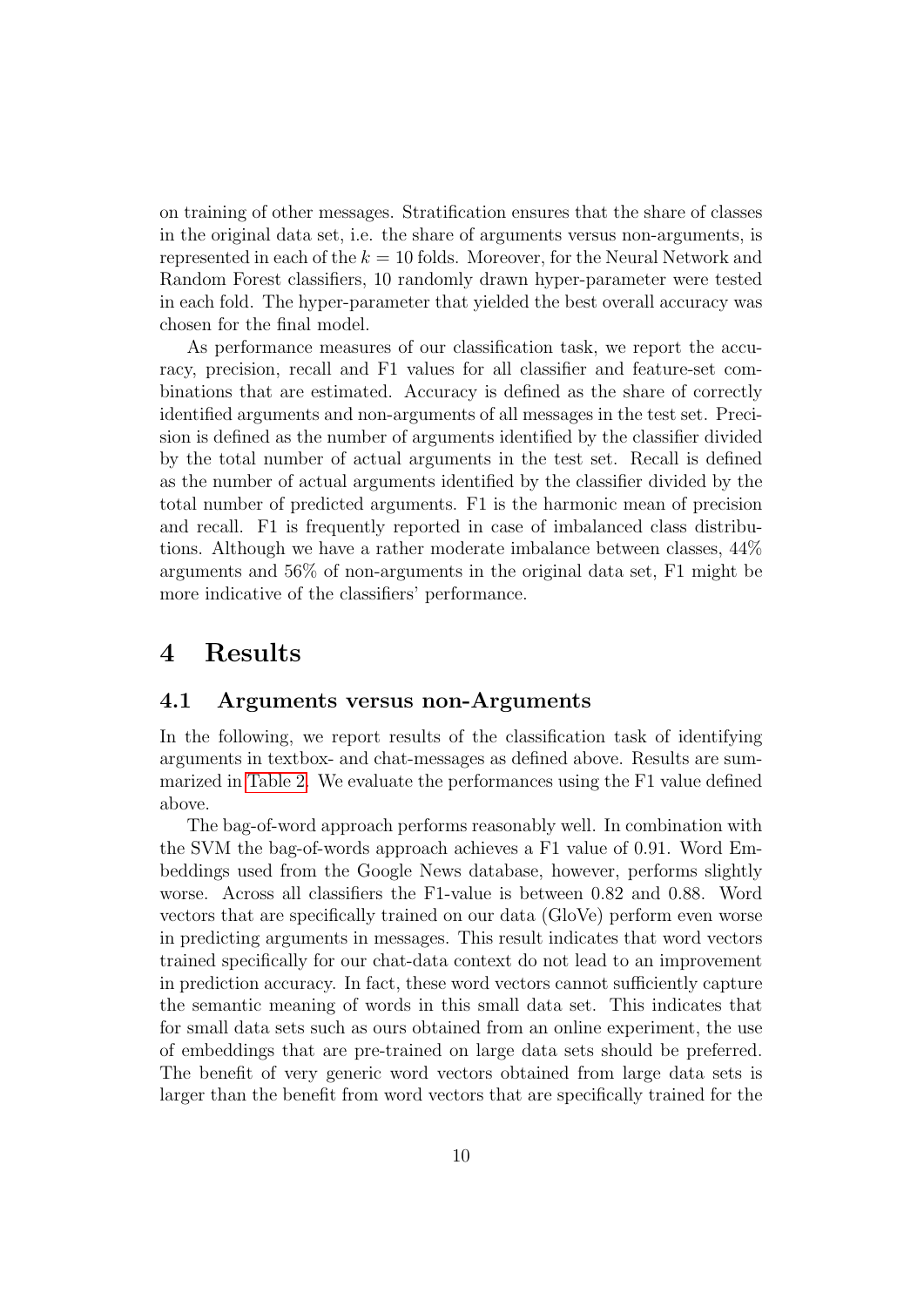on training of other messages. Stratification ensures that the share of classes in the original data set, i.e. the share of arguments versus non-arguments, is represented in each of the $k = 10$ folds. Moreover, for the Neural Network and Random Forest classifiers, 10 randomly drawn hyper-parameter were tested in each fold. The hyper-parameter that yielded the best overall accuracy was chosen for the final model.

As performance measures of our classification task, we report the accuracy, precision, recall and F1 values for all classifier and feature-set combinations that are estimated. Accuracy is defined as the share of correctly identified arguments and non-arguments of all messages in the test set. Precision is defined as the number of arguments identified by the classifier divided by the total number of actual arguments in the test set. Recall is defined as the number of actual arguments identified by the classifier divided by the total number of predicted arguments. F1 is the harmonic mean of precision and recall. F1 is frequently reported in case of imbalanced class distributions. Although we have a rather moderate imbalance between classes, 44% arguments and 56% of non-arguments in the original data set, F1 might be more indicative of the classifiers' performance.

# 4 Results

## 4.1 Arguments versus non-Arguments

In the following, we report results of the classification task of identifying arguments in textbox- and chat-messages as defined above. Results are summarized in Table 2. We evaluate the performances using the F1 value defined above.

The bag-of-word approach performs reasonably well. In combination with the SVM the bag-of-words approach achieves a F1 value of 0.91. Word Embeddings used from the Google News database, however, performs slightly worse. Across all classifiers the F1-value is between 0.82 and 0.88. Word vectors that are specifically trained on our data (GloVe) perform even worse in predicting arguments in messages. This result indicates that word vectors trained specifically for our chat-data context do not lead to an improvement in prediction accuracy. In fact, these word vectors cannot sufficiently capture the semantic meaning of words in this small data set. This indicates that for small data sets such as ours obtained from an online experiment, the use of embeddings that are pre-trained on large data sets should be preferred. The benefit of very generic word vectors obtained from large data sets is larger than the benefit from word vectors that are specifically trained for the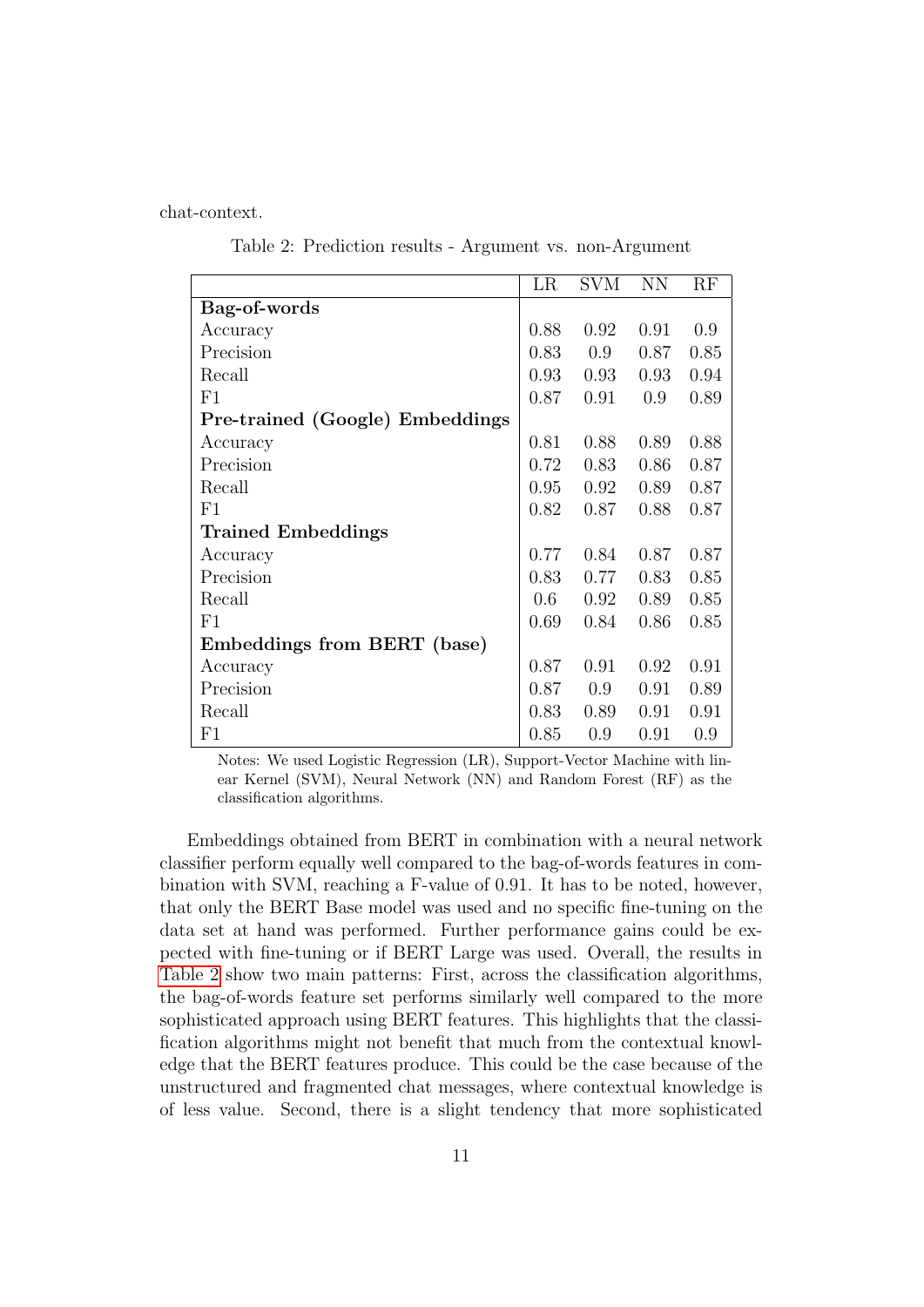chat-context.

Table 2: Prediction results - Argument vs. non-Argument

| | LR | SVM | NN | RF |
|---|---|---|---|---|
| **Bag-of-words** | | | | |
| Accuracy | 0.88 | 0.92 | 0.91 | 0.9 |
| Precision | 0.83 | 0.9 | 0.87 | 0.85 |
| Recall | 0.93 | 0.93 | 0.93 | 0.94 |
| F1 | 0.87 | 0.91 | 0.9 | 0.89 |
| **Pre-trained (Google) Embeddings** | | | | |
| Accuracy | 0.81 | 0.88 | 0.89 | 0.88 |
| Precision | 0.72 | 0.83 | 0.86 | 0.87 |
| Recall | 0.95 | 0.92 | 0.89 | 0.87 |
| F1 | 0.82 | 0.87 | 0.88 | 0.87 |
| **Trained Embeddings** | | | | |
| Accuracy | 0.77 | 0.84 | 0.87 | 0.87 |
| Precision | 0.83 | 0.77 | 0.83 | 0.85 |
| Recall | 0.6 | 0.92 | 0.89 | 0.85 |
| F1 | 0.69 | 0.84 | 0.86 | 0.85 |
| **Embeddings from BERT (base)** | | | | |
| Accuracy | 0.87 | 0.91 | 0.92 | 0.91 |
| Precision | 0.87 | 0.9 | 0.91 | 0.89 |
| Recall | 0.83 | 0.89 | 0.91 | 0.91 |
| F1 | 0.85 | 0.9 | 0.91 | 0.9 |

Notes: We used Logistic Regression (LR), Support-Vector Machine with linear Kernel (SVM), Neural Network (NN) and Random Forest (RF) as the classification algorithms.

Embeddings obtained from BERT in combination with a neural network classifier perform equally well compared to the bag-of-words features in combination with SVM, reaching a F-value of 0.91. It has to be noted, however, that only the BERT Base model was used and no specific fine-tuning on the data set at hand was performed. Further performance gains could be expected with fine-tuning or if BERT Large was used. Overall, the results in Table 2 show two main patterns: First, across the classification algorithms, the bag-of-words feature set performs similarly well compared to the more sophisticated approach using BERT features. This highlights that the classification algorithms might not benefit that much from the contextual knowledge that the BERT features produce. This could be the case because of the unstructured and fragmented chat messages, where contextual knowledge is of less value. Second, there is a slight tendency that more sophisticated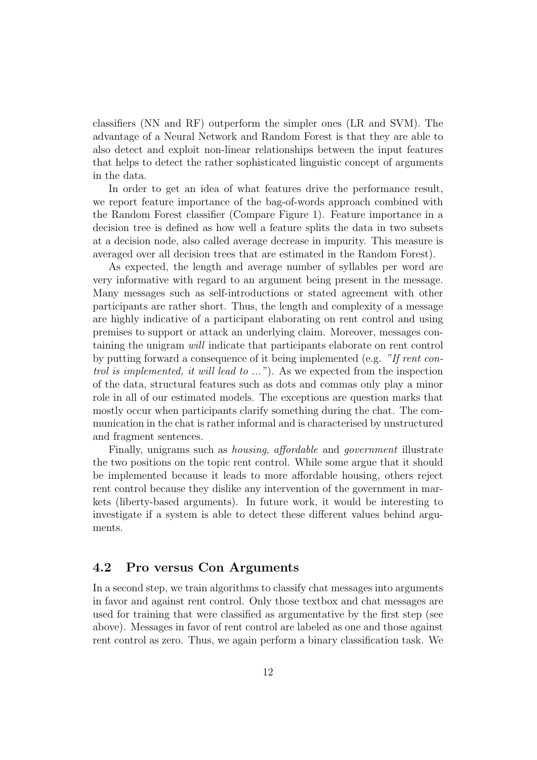classifiers (NN and RF) outperform the simpler ones (LR and SVM). The advantage of a Neural Network and Random Forest is that they are able to also detect and exploit non-linear relationships between the input features that helps to detect the rather sophisticated linguistic concept of arguments in the data.

In order to get an idea of what features drive the performance result, we report feature importance of the bag-of-words approach combined with the Random Forest classifier (Compare Figure 1). Feature importance in a decision tree is defined as how well a feature splits the data in two subsets at a decision node, also called average decrease in impurity. This measure is averaged over all decision trees that are estimated in the Random Forest).

As expected, the length and average number of syllables per word are very informative with regard to an argument being present in the message. Many messages such as self-introductions or stated agreement with other participants are rather short. Thus, the length and complexity of a message are highly indicative of a participant elaborating on rent control and using premises to support or attack an underlying claim. Moreover, messages containing the unigram *will* indicate that participants elaborate on rent control by putting forward a consequence of it being implemented (e.g. *"If rent control is implemented, it will lead to ..."*). As we expected from the inspection of the data, structural features such as dots and commas only play a minor role in all of our estimated models. The exceptions are question marks that mostly occur when participants clarify something during the chat. The communication in the chat is rather informal and is characterised by unstructured and fragment sentences.

Finally, unigrams such as *housing*, *affordable* and *government* illustrate the two positions on the topic rent control. While some argue that it should be implemented because it leads to more affordable housing, others reject rent control because they dislike any intervention of the government in markets (liberty-based arguments). In future work, it would be interesting to investigate if a system is able to detect these different values behind arguments.

### 4.2 Pro versus Con Arguments

In a second step, we train algorithms to classify chat messages into arguments in favor and against rent control. Only those textbox and chat messages are used for training that were classified as argumentative by the first step (see above). Messages in favor of rent control are labeled as one and those against rent control as zero. Thus, we again perform a binary classification task. We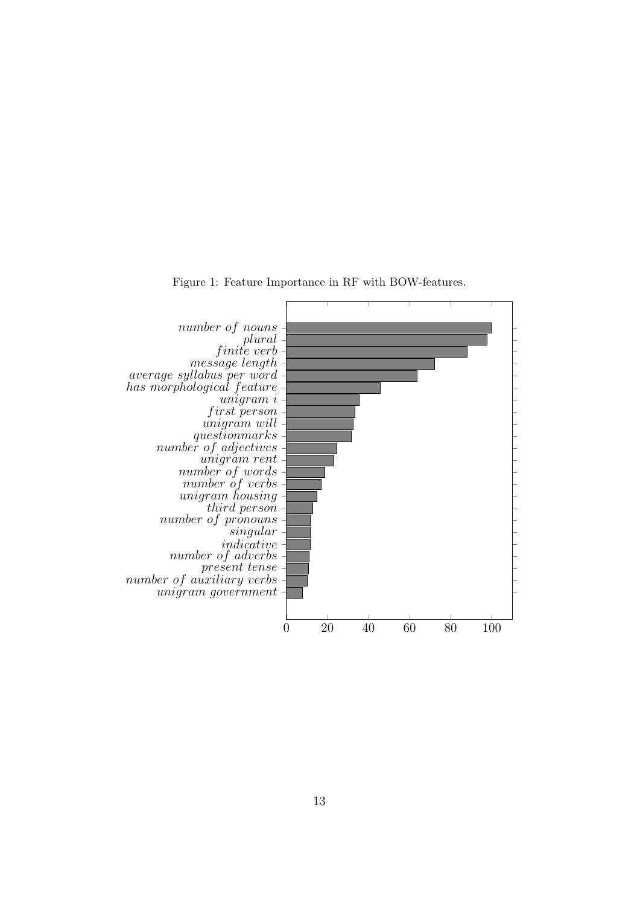Figure 1: Feature Importance in RF with BOW-features.

| Feature | Importance |
| --- | --- |
| *number of nouns* | 100 |
| *plural* | 97.5 |
| *finite verb* | 88 |
| *message length* | 72 |
| *average syllabus per word* | 63.5 |
| *has morphological feature* | 45.5 |
| *unigram i* | 35.5 |
| *first person* | 33.5 |
| *unigram will* | 32.5 |
| *questionmarks* | 31.5 |
| *number of adjectives* | 24.5 |
| *unigram rent* | 23 |
| *number of words* | 18.5 |
| *number of verbs* | 17 |
| *unigram housing* | 15 |
| *third person* | 13 |
| *number of pronouns* | 11.5 |
| *singular* | 11.5 |
| *indicative* | 11.5 |
| *number of adverbs* | 11 |
| *present tense* | 11 |
| *number of auxiliary verbs* | 10 |
| *unigram government* | 8 |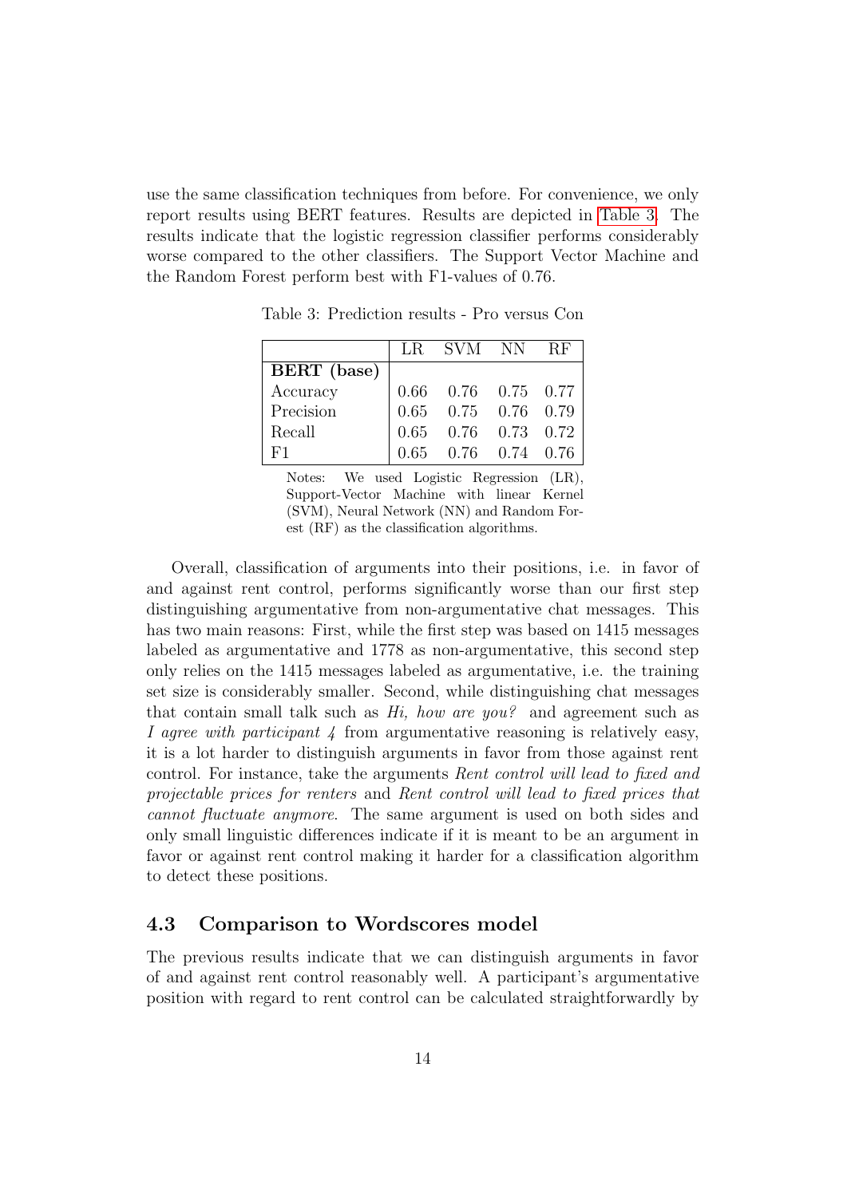use the same classification techniques from before. For convenience, we only report results using BERT features. Results are depicted in Table 3. The results indicate that the logistic regression classifier performs considerably worse compared to the other classifiers. The Support Vector Machine and the Random Forest perform best with F1-values of 0.76.

Table 3: Prediction results - Pro versus Con

| | LR | SVM | NN | RF |
|---|---|---|---|---|
| **BERT (base)** | | | | |
| Accuracy | 0.66 | 0.76 | 0.75 | 0.77 |
| Precision | 0.65 | 0.75 | 0.76 | 0.79 |
| Recall | 0.65 | 0.76 | 0.73 | 0.72 |
| F1 | 0.65 | 0.76 | 0.74 | 0.76 |

Notes: We used Logistic Regression (LR), Support-Vector Machine with linear Kernel (SVM), Neural Network (NN) and Random Forest (RF) as the classification algorithms.

Overall, classification of arguments into their positions, i.e. in favor of and against rent control, performs significantly worse than our first step distinguishing argumentative from non-argumentative chat messages. This has two main reasons: First, while the first step was based on 1415 messages labeled as argumentative and 1778 as non-argumentative, this second step only relies on the 1415 messages labeled as argumentative, i.e. the training set size is considerably smaller. Second, while distinguishing chat messages that contain small talk such as *Hi, how are you?* and agreement such as *I agree with participant 4* from argumentative reasoning is relatively easy, it is a lot harder to distinguish arguments in favor from those against rent control. For instance, take the arguments *Rent control will lead to fixed and projectable prices for renters* and *Rent control will lead to fixed prices that cannot fluctuate anymore*. The same argument is used on both sides and only small linguistic differences indicate if it is meant to be an argument in favor or against rent control making it harder for a classification algorithm to detect these positions.

### 4.3 Comparison to Wordscores model

The previous results indicate that we can distinguish arguments in favor of and against rent control reasonably well. A participant's argumentative position with regard to rent control can be calculated straightforwardly by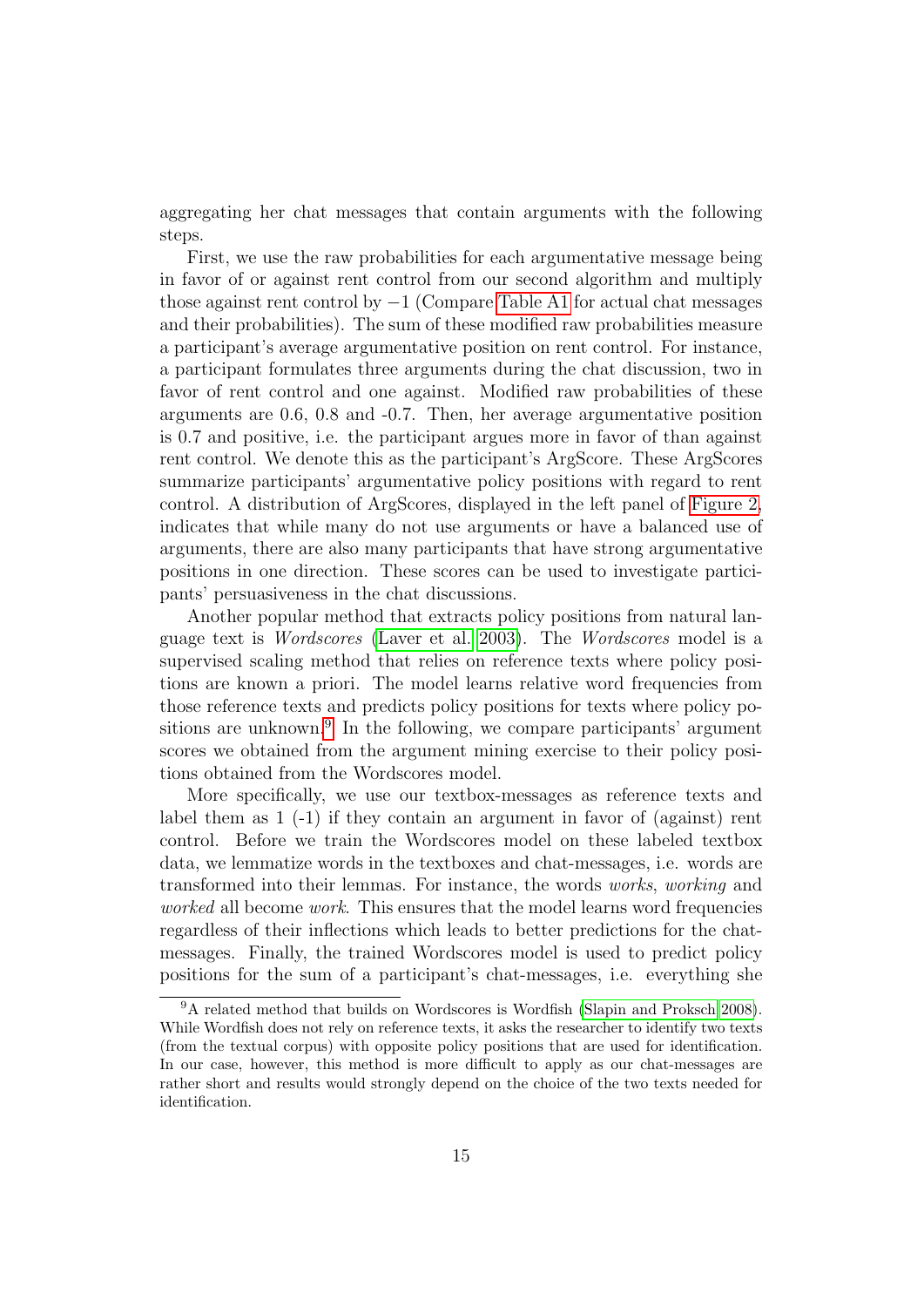aggregating her chat messages that contain arguments with the following steps.

First, we use the raw probabilities for each argumentative message being in favor of or against rent control from our second algorithm and multiply those against rent control by $-1$ (Compare Table A1 for actual chat messages and their probabilities). The sum of these modified raw probabilities measure a participant's average argumentative position on rent control. For instance, a participant formulates three arguments during the chat discussion, two in favor of rent control and one against. Modified raw probabilities of these arguments are 0.6, 0.8 and -0.7. Then, her average argumentative position is 0.7 and positive, i.e. the participant argues more in favor of than against rent control. We denote this as the participant's ArgScore. These ArgScores summarize participants' argumentative policy positions with regard to rent control. A distribution of ArgScores, displayed in the left panel of Figure 2, indicates that while many do not use arguments or have a balanced use of arguments, there are also many participants that have strong argumentative positions in one direction. These scores can be used to investigate participants' persuasiveness in the chat discussions.

Another popular method that extracts policy positions from natural language text is *Wordscores* (Laver et al. 2003). The *Wordscores* model is a supervised scaling method that relies on reference texts where policy positions are known a priori. The model learns relative word frequencies from those reference texts and predicts policy positions for texts where policy positions are unknown.[9] In the following, we compare participants' argument scores we obtained from the argument mining exercise to their policy positions obtained from the Wordscores model.

More specifically, we use our textbox-messages as reference texts and label them as 1 (-1) if they contain an argument in favor of (against) rent control. Before we train the Wordscores model on these labeled textbox data, we lemmatize words in the textboxes and chat-messages, i.e. words are transformed into their lemmas. For instance, the words *works*, *working* and *worked* all become *work*. This ensures that the model learns word frequencies regardless of their inflections which leads to better predictions for the chat-messages. Finally, the trained Wordscores model is used to predict policy positions for the sum of a participant's chat-messages, i.e. everything she

[9] A related method that builds on Wordscores is Wordfish (Slapin and Proksch 2008). While Wordfish does not rely on reference texts, it asks the researcher to identify two texts (from the textual corpus) with opposite policy positions that are used for identification. In our case, however, this method is more difficult to apply as our chat-messages are rather short and results would strongly depend on the choice of the two texts needed for identification.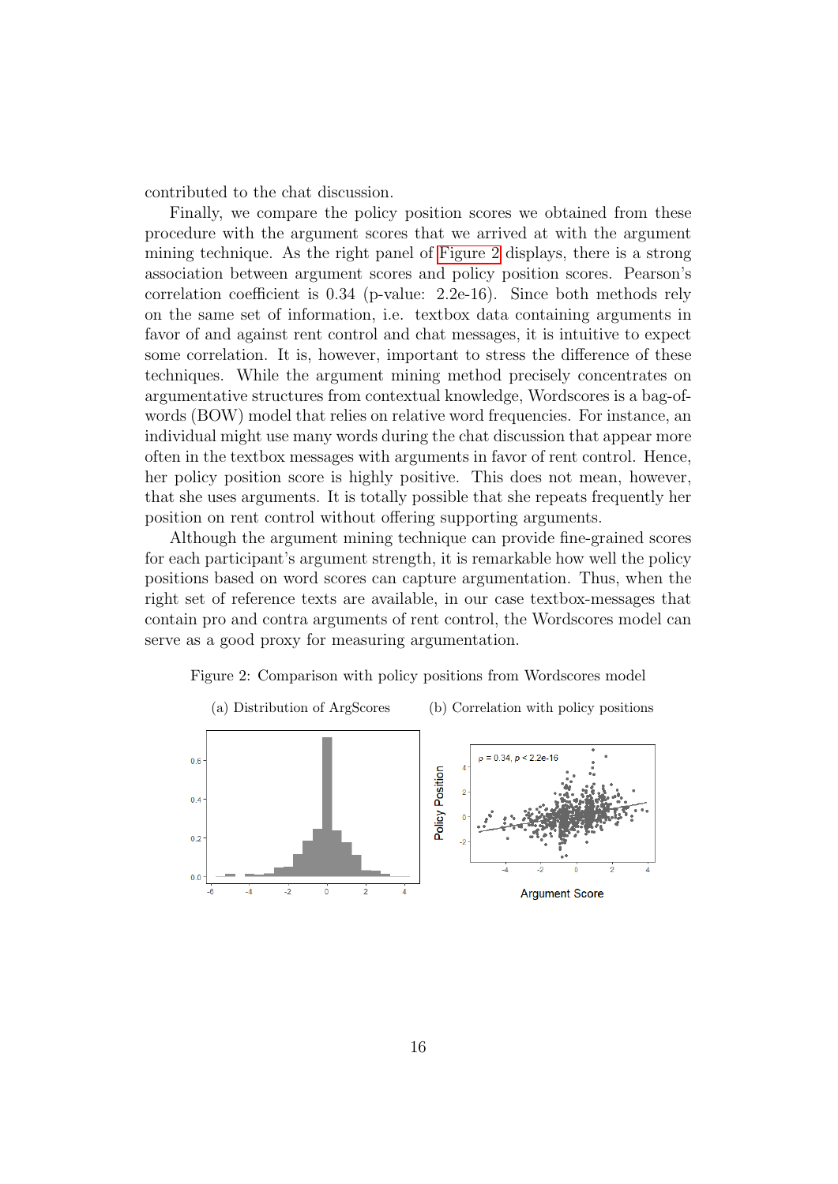contributed to the chat discussion.

Finally, we compare the policy position scores we obtained from these procedure with the argument scores that we arrived at with the argument mining technique. As the right panel of Figure 2 displays, there is a strong association between argument scores and policy position scores. Pearson's correlation coefficient is 0.34 (p-value: 2.2e-16). Since both methods rely on the same set of information, i.e. textbox data containing arguments in favor of and against rent control and chat messages, it is intuitive to expect some correlation. It is, however, important to stress the difference of these techniques. While the argument mining method precisely concentrates on argumentative structures from contextual knowledge, Wordscores is a bag-of-words (BOW) model that relies on relative word frequencies. For instance, an individual might use many words during the chat discussion that appear more often in the textbox messages with arguments in favor of rent control. Hence, her policy position score is highly positive. This does not mean, however, that she uses arguments. It is totally possible that she repeats frequently her position on rent control without offering supporting arguments.

Although the argument mining technique can provide fine-grained scores for each participant's argument strength, it is remarkable how well the policy positions based on word scores can capture argumentation. Thus, when the right set of reference texts are available, in our case textbox-messages that contain pro and contra arguments of rent control, the Wordscores model can serve as a good proxy for measuring argumentation.

Figure 2: Comparison with policy positions from Wordscores model

(a) Distribution of ArgScores

(b) Correlation with policy positions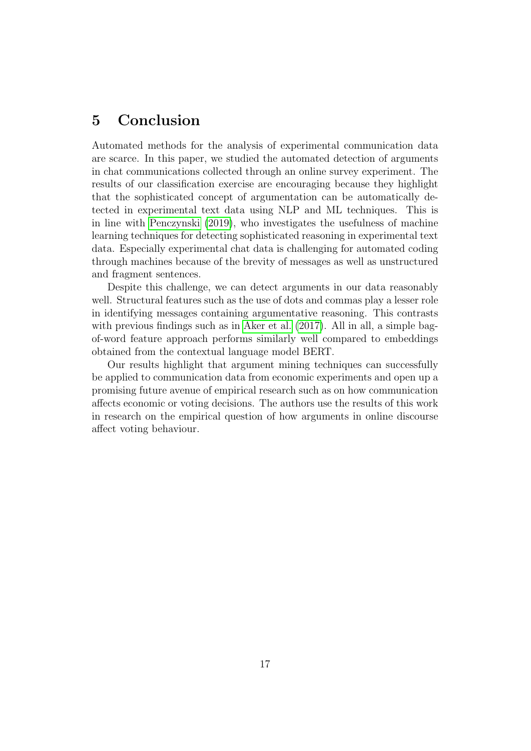## 5 Conclusion

Automated methods for the analysis of experimental communication data are scarce. In this paper, we studied the automated detection of arguments in chat communications collected through an online survey experiment. The results of our classification exercise are encouraging because they highlight that the sophisticated concept of argumentation can be automatically detected in experimental text data using NLP and ML techniques. This is in line with Penczynski (2019), who investigates the usefulness of machine learning techniques for detecting sophisticated reasoning in experimental text data. Especially experimental chat data is challenging for automated coding through machines because of the brevity of messages as well as unstructured and fragment sentences.

Despite this challenge, we can detect arguments in our data reasonably well. Structural features such as the use of dots and commas play a lesser role in identifying messages containing argumentative reasoning. This contrasts with previous findings such as in Aker et al. (2017). All in all, a simple bag-of-word feature approach performs similarly well compared to embeddings obtained from the contextual language model BERT.

Our results highlight that argument mining techniques can successfully be applied to communication data from economic experiments and open up a promising future avenue of empirical research such as on how communication affects economic or voting decisions. The authors use the results of this work in research on the empirical question of how arguments in online discourse affect voting behaviour.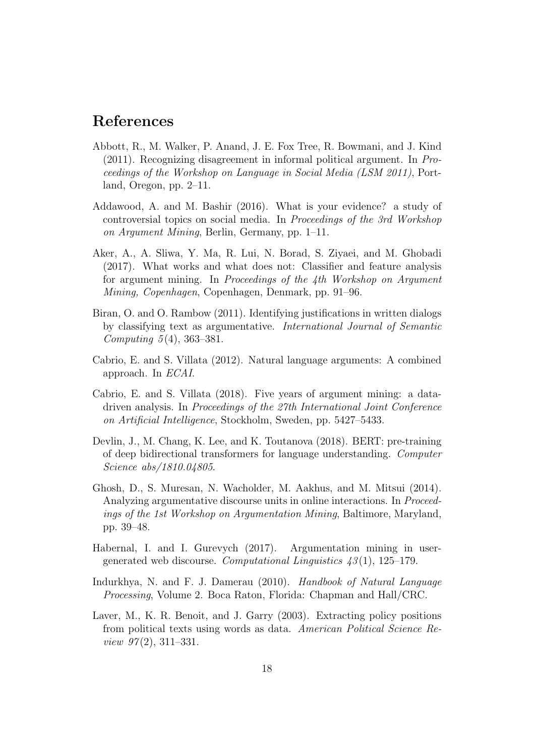# References

Abbott, R., M. Walker, P. Anand, J. E. Fox Tree, R. Bowmani, and J. Kind (2011). Recognizing disagreement in informal political argument. In *Proceedings of the Workshop on Language in Social Media (LSM 2011)*, Portland, Oregon, pp. 2–11.

Addawood, A. and M. Bashir (2016). What is your evidence? a study of controversial topics on social media. In *Proceedings of the 3rd Workshop on Argument Mining*, Berlin, Germany, pp. 1–11.

Aker, A., A. Sliwa, Y. Ma, R. Lui, N. Borad, S. Ziyaei, and M. Ghobadi (2017). What works and what does not: Classifier and feature analysis for argument mining. In *Proceedings of the 4th Workshop on Argument Mining, Copenhagen*, Copenhagen, Denmark, pp. 91–96.

Biran, O. and O. Rambow (2011). Identifying justifications in written dialogs by classifying text as argumentative. *International Journal of Semantic Computing 5*(4), 363–381.

Cabrio, E. and S. Villata (2012). Natural language arguments: A combined approach. In *ECAI*.

Cabrio, E. and S. Villata (2018). Five years of argument mining: a data-driven analysis. In *Proceedings of the 27th International Joint Conference on Artificial Intelligence*, Stockholm, Sweden, pp. 5427–5433.

Devlin, J., M. Chang, K. Lee, and K. Toutanova (2018). BERT: pre-training of deep bidirectional transformers for language understanding. *Computer Science abs/1810.04805*.

Ghosh, D., S. Muresan, N. Wacholder, M. Aakhus, and M. Mitsui (2014). Analyzing argumentative discourse units in online interactions. In *Proceedings of the 1st Workshop on Argumentation Mining*, Baltimore, Maryland, pp. 39–48.

Habernal, I. and I. Gurevych (2017). Argumentation mining in user-generated web discourse. *Computational Linguistics 43*(1), 125–179.

Indurkhya, N. and F. J. Damerau (2010). *Handbook of Natural Language Processing*, Volume 2. Boca Raton, Florida: Chapman and Hall/CRC.

Laver, M., K. R. Benoit, and J. Garry (2003). Extracting policy positions from political texts using words as data. *American Political Science Review 97*(2), 311–331.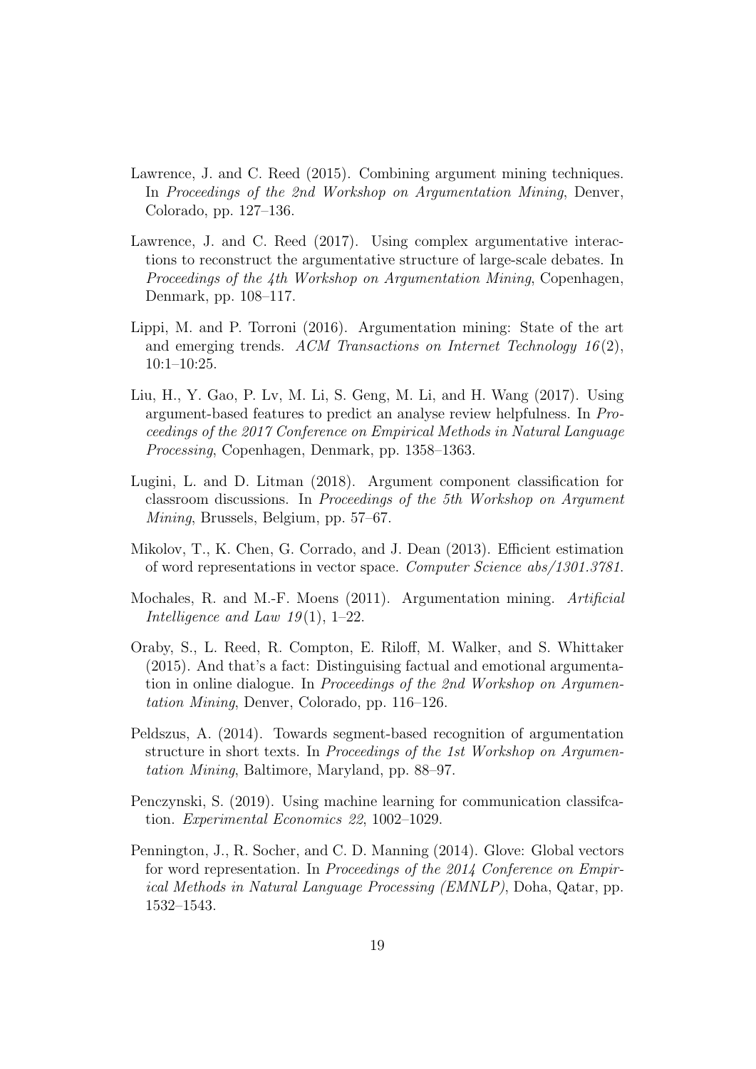Lawrence, J. and C. Reed (2015). Combining argument mining techniques. In *Proceedings of the 2nd Workshop on Argumentation Mining*, Denver, Colorado, pp. 127–136.

Lawrence, J. and C. Reed (2017). Using complex argumentative interactions to reconstruct the argumentative structure of large-scale debates. In *Proceedings of the 4th Workshop on Argumentation Mining*, Copenhagen, Denmark, pp. 108–117.

Lippi, M. and P. Torroni (2016). Argumentation mining: State of the art and emerging trends. *ACM Transactions on Internet Technology 16*(2), 10:1–10:25.

Liu, H., Y. Gao, P. Lv, M. Li, S. Geng, M. Li, and H. Wang (2017). Using argument-based features to predict an analyse review helpfulness. In *Proceedings of the 2017 Conference on Empirical Methods in Natural Language Processing*, Copenhagen, Denmark, pp. 1358–1363.

Lugini, L. and D. Litman (2018). Argument component classification for classroom discussions. In *Proceedings of the 5th Workshop on Argument Mining*, Brussels, Belgium, pp. 57–67.

Mikolov, T., K. Chen, G. Corrado, and J. Dean (2013). Efficient estimation of word representations in vector space. *Computer Science abs/1301.3781*.

Mochales, R. and M.-F. Moens (2011). Argumentation mining. *Artificial Intelligence and Law 19*(1), 1–22.

Oraby, S., L. Reed, R. Compton, E. Riloff, M. Walker, and S. Whittaker (2015). And that's a fact: Distinguising factual and emotional argumentation in online dialogue. In *Proceedings of the 2nd Workshop on Argumentation Mining*, Denver, Colorado, pp. 116–126.

Peldszus, A. (2014). Towards segment-based recognition of argumentation structure in short texts. In *Proceedings of the 1st Workshop on Argumentation Mining*, Baltimore, Maryland, pp. 88–97.

Penczynski, S. (2019). Using machine learning for communication classifcation. *Experimental Economics 22*, 1002–1029.

Pennington, J., R. Socher, and C. D. Manning (2014). Glove: Global vectors for word representation. In *Proceedings of the 2014 Conference on Empirical Methods in Natural Language Processing (EMNLP)*, Doha, Qatar, pp. 1532–1543.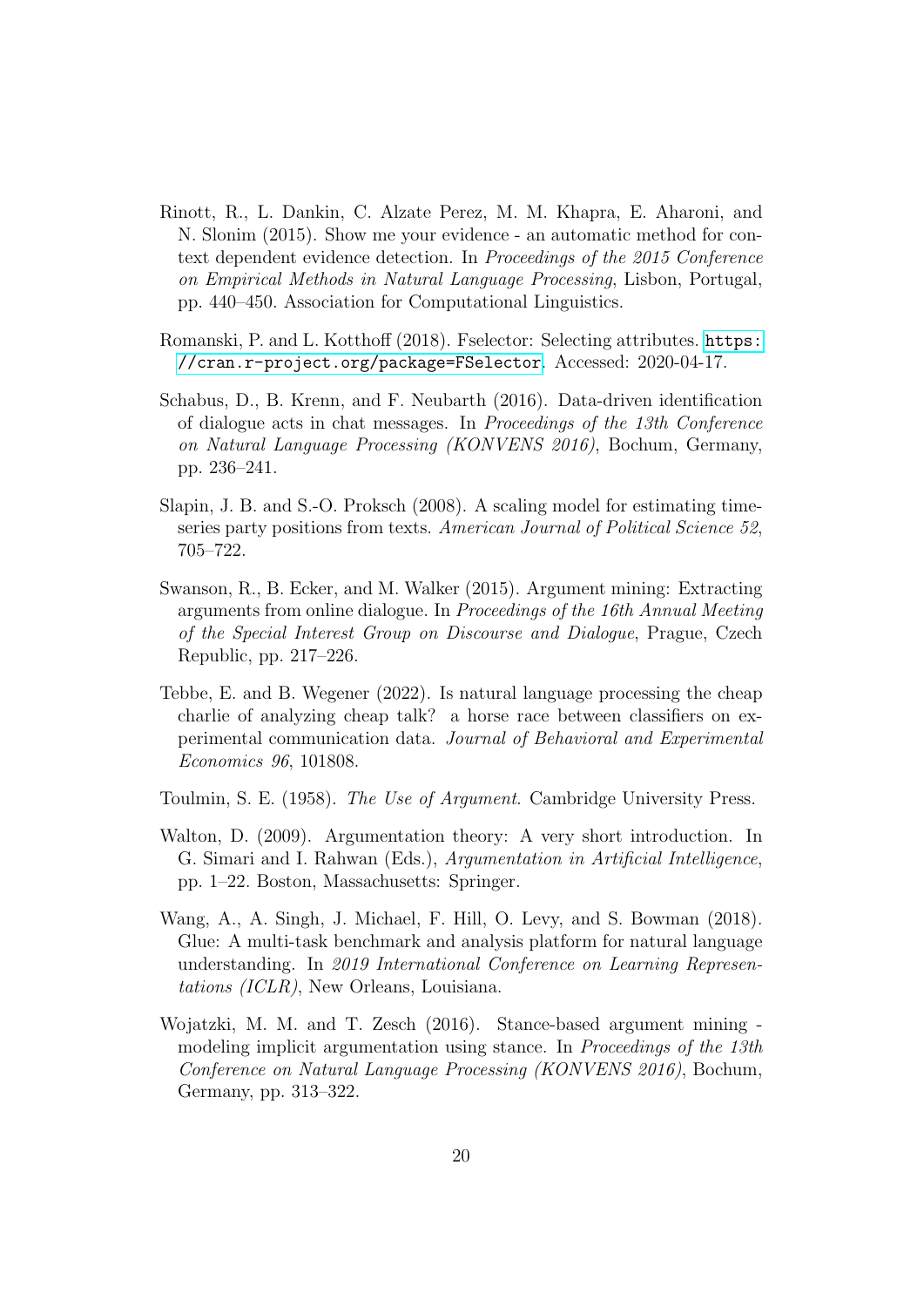Rinott, R., L. Dankin, C. Alzate Perez, M. M. Khapra, E. Aharoni, and N. Slonim (2015). Show me your evidence - an automatic method for context dependent evidence detection. In *Proceedings of the 2015 Conference on Empirical Methods in Natural Language Processing*, Lisbon, Portugal, pp. 440–450. Association for Computational Linguistics.

Romanski, P. and L. Kotthoff (2018). Fselector: Selecting attributes. `https://cran.r-project.org/package=FSelector`. Accessed: 2020-04-17.

Schabus, D., B. Krenn, and F. Neubarth (2016). Data-driven identification of dialogue acts in chat messages. In *Proceedings of the 13th Conference on Natural Language Processing (KONVENS 2016)*, Bochum, Germany, pp. 236–241.

Slapin, J. B. and S.-O. Proksch (2008). A scaling model for estimating time-series party positions from texts. *American Journal of Political Science 52*, 705–722.

Swanson, R., B. Ecker, and M. Walker (2015). Argument mining: Extracting arguments from online dialogue. In *Proceedings of the 16th Annual Meeting of the Special Interest Group on Discourse and Dialogue*, Prague, Czech Republic, pp. 217–226.

Tebbe, E. and B. Wegener (2022). Is natural language processing the cheap charlie of analyzing cheap talk? a horse race between classifiers on experimental communication data. *Journal of Behavioral and Experimental Economics 96*, 101808.

Toulmin, S. E. (1958). *The Use of Argument*. Cambridge University Press.

Walton, D. (2009). Argumentation theory: A very short introduction. In G. Simari and I. Rahwan (Eds.), *Argumentation in Artificial Intelligence*, pp. 1–22. Boston, Massachusetts: Springer.

Wang, A., A. Singh, J. Michael, F. Hill, O. Levy, and S. Bowman (2018). Glue: A multi-task benchmark and analysis platform for natural language understanding. In *2019 International Conference on Learning Representations (ICLR)*, New Orleans, Louisiana.

Wojatzki, M. M. and T. Zesch (2016). Stance-based argument mining - modeling implicit argumentation using stance. In *Proceedings of the 13th Conference on Natural Language Processing (KONVENS 2016)*, Bochum, Germany, pp. 313–322.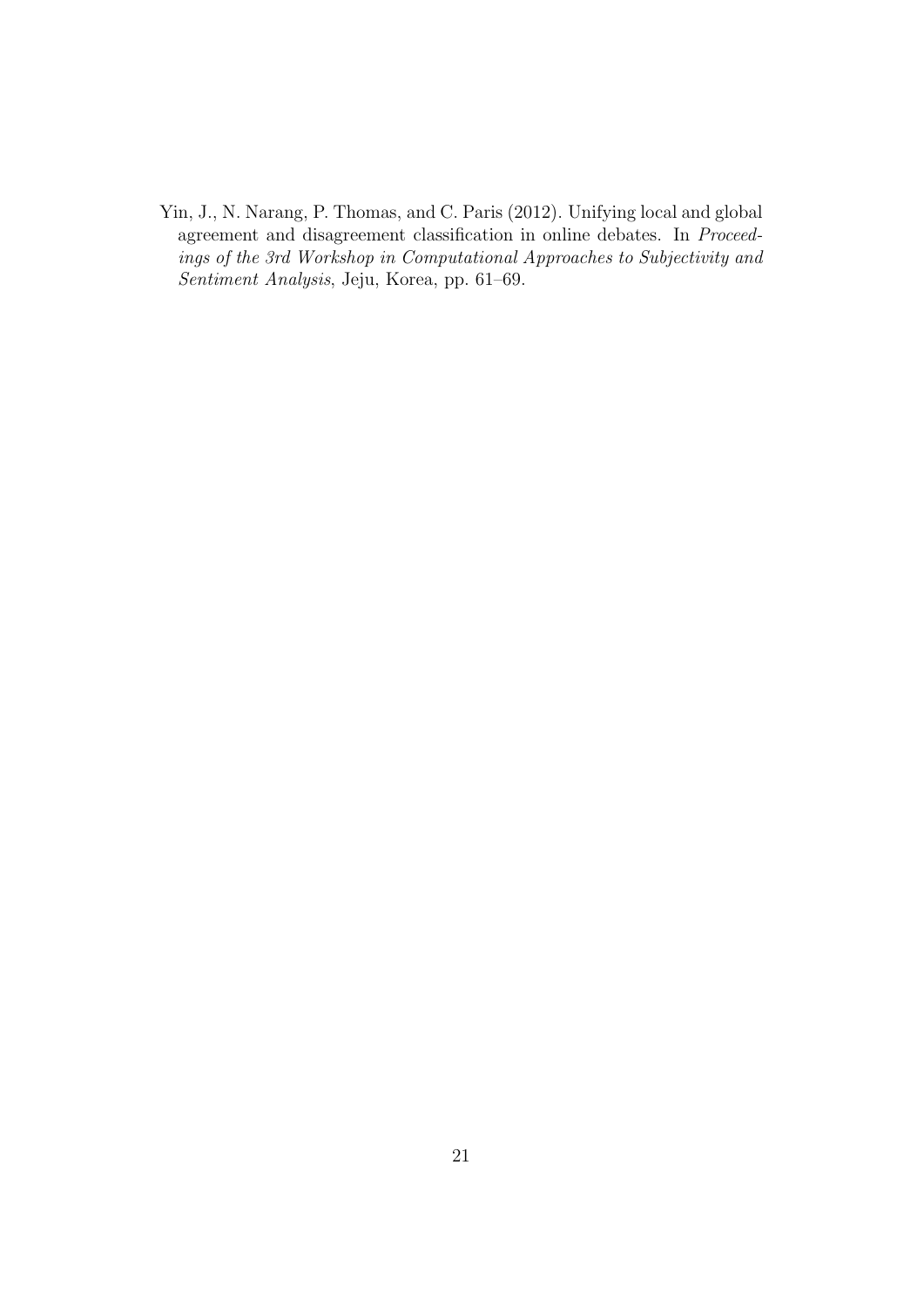Yin, J., N. Narang, P. Thomas, and C. Paris (2012). Unifying local and global agreement and disagreement classification in online debates. In *Proceedings of the 3rd Workshop in Computational Approaches to Subjectivity and Sentiment Analysis*, Jeju, Korea, pp. 61–69.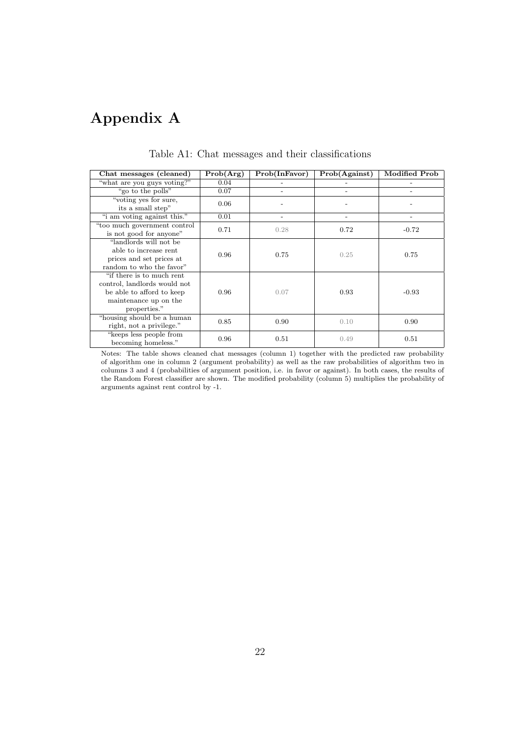# Appendix A

Table A1: Chat messages and their classifications

| Chat messages (cleaned) | Prob(Arg) | Prob(InFavor) | Prob(Against) | Modified Prob |
|---|---|---|---|---|
| "what are you guys voting?" | 0.04 | - | - | - |
| "go to the polls" | 0.07 | - | - | - |
| "voting yes for sure, its a small step" | 0.06 | - | - | - |
| "i am voting against this." | 0.01 | - | - | - |
| "too much government control is not good for anyone" | 0.71 | 0.28 | 0.72 | -0.72 |
| "landlords will not be able to increase rent prices and set prices at random to who the favor" | 0.96 | 0.75 | 0.25 | 0.75 |
| "if there is to much rent control, landlords would not be able to afford to keep maintenance up on the properties." | 0.96 | 0.07 | 0.93 | -0.93 |
| "housing should be a human right, not a privilege." | 0.85 | 0.90 | 0.10 | 0.90 |
| "keeps less people from becoming homeless." | 0.96 | 0.51 | 0.49 | 0.51 |

Notes: The table shows cleaned chat messages (column 1) together with the predicted raw probability of algorithm one in column 2 (argument probability) as well as the raw probabilities of algorithm two in columns 3 and 4 (probabilities of argument position, i.e. in favor or against). In both cases, the results of the Random Forest classifier are shown. The modified probability (column 5) multiplies the probability of arguments against rent control by -1.